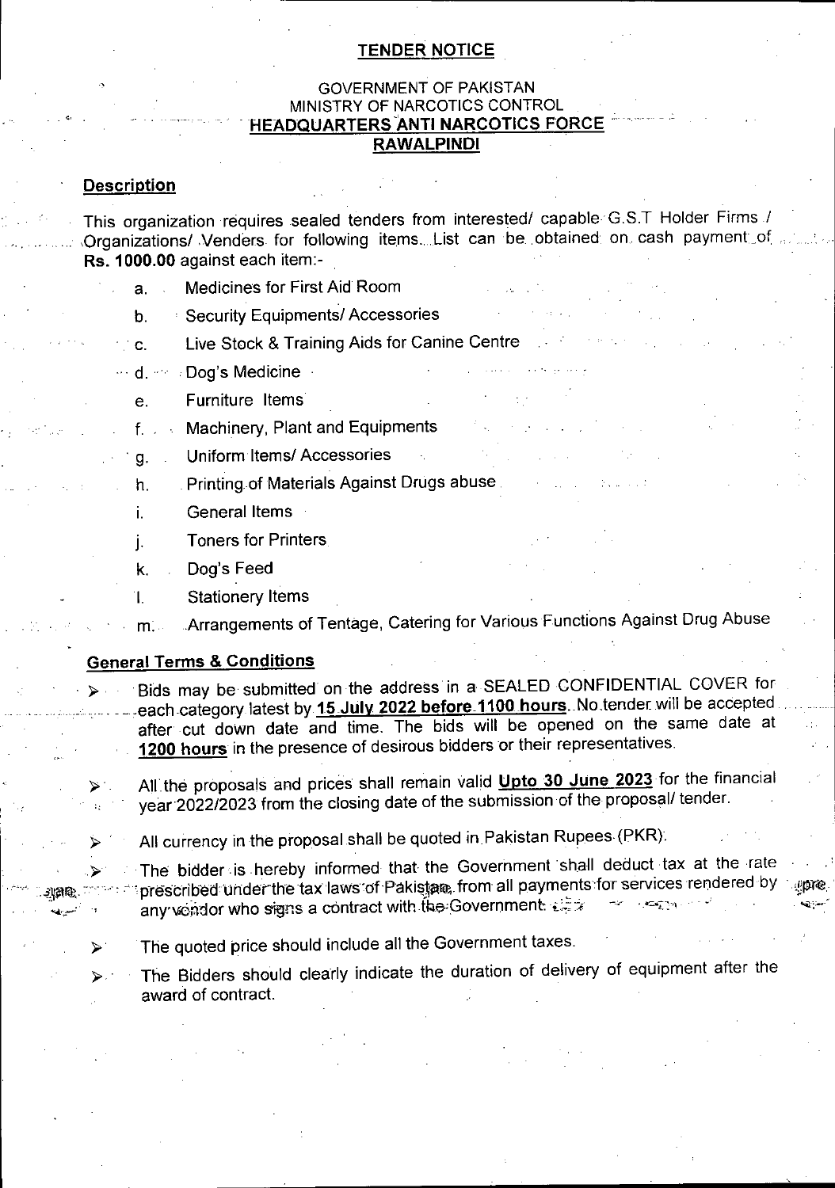## TENDER NOTICE

GOVERNMENT OF PAKISTAN
MINISTRY OF NARCOTICS CONTROL
**HEADQUARTERS ANTI NARCOTICS FORCE**
**RAWALPINDI**

### Description

This organization requires sealed tenders from interested/ capable G.S.T Holder Firms / Organizations/ Venders for following items. List can be obtained on cash payment of **Rs. 1000.00** against each item:-

a. Medicines for First Aid Room
b. Security Equipments/ Accessories
c. Live Stock & Training Aids for Canine Centre
d. Dog's Medicine
e. Furniture Items
f. Machinery, Plant and Equipments
g. Uniform Items/ Accessories
h. Printing of Materials Against Drugs abuse
i. General Items
j. Toners for Printers
k. Dog's Feed
l. Stationery Items
m. Arrangements of Tentage, Catering for Various Functions Against Drug Abuse

### General Terms & Conditions

- Bids may be submitted on the address in a SEALED CONFIDENTIAL COVER for each category latest by **15 July 2022 before 1100 hours**. No tender will be accepted after cut down date and time. The bids will be opened on the same date at **1200 hours** in the presence of desirous bidders or their representatives.
- All the proposals and prices shall remain valid **Upto 30 June 2023** for the financial year 2022/2023 from the closing date of the submission of the proposal/ tender.
- All currency in the proposal shall be quoted in Pakistan Rupees (PKR).
- The bidder is hereby informed that the Government shall deduct tax at the rate prescribed under the tax laws of Pakistan from all payments for services rendered by any vendor who signs a contract with the Government.
- The quoted price should include all the Government taxes.
- The Bidders should clearly indicate the duration of delivery of equipment after the award of contract.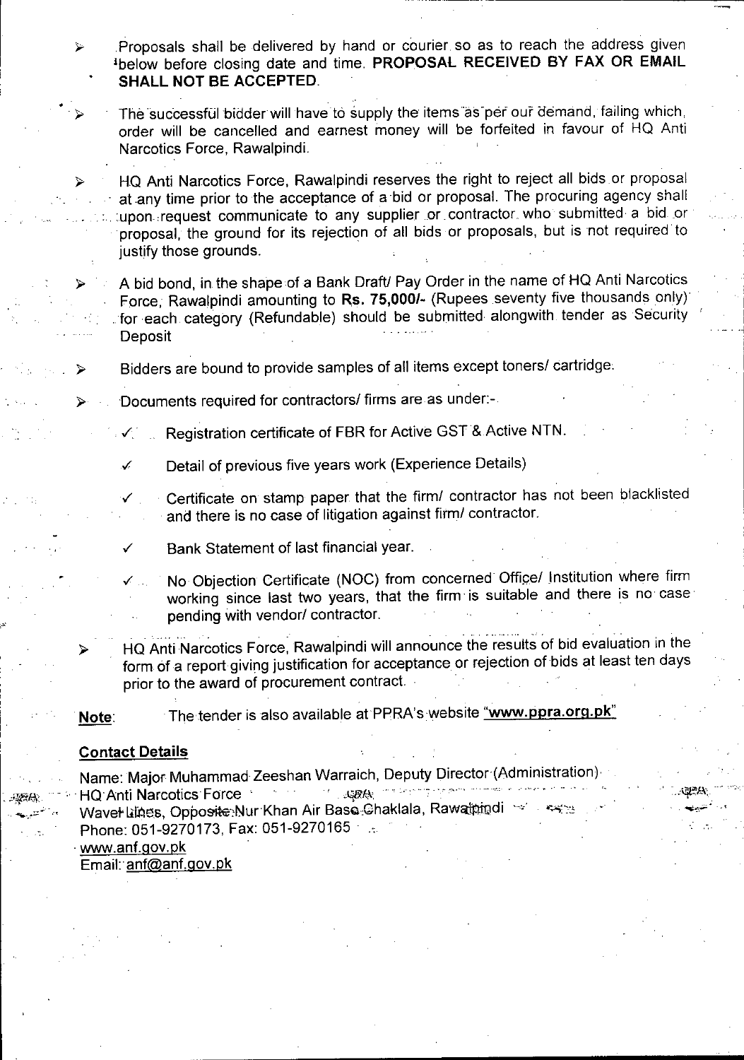- Proposals shall be delivered by hand or courier so as to reach the address given below before closing date and time. **PROPOSAL RECEIVED BY FAX OR EMAIL SHALL NOT BE ACCEPTED.**
- The successful bidder will have to supply the items as per our demand, failing which, order will be cancelled and earnest money will be forfeited in favour of HQ Anti Narcotics Force, Rawalpindi.
- HQ Anti Narcotics Force, Rawalpindi reserves the right to reject all bids or proposal at any time prior to the acceptance of a bid or proposal. The procuring agency shall upon request communicate to any supplier or contractor who submitted a bid or proposal, the ground for its rejection of all bids or proposals, but is not required to justify those grounds.
- A bid bond, in the shape of a Bank Draft/ Pay Order in the name of HQ Anti Narcotics Force, Rawalpindi amounting to **Rs. 75,000/-** (Rupees seventy five thousands only) for each category (Refundable) should be submitted alongwith tender as Security Deposit
- Bidders are bound to provide samples of all items except toners/ cartridge.
- Documents required for contractors/ firms are as under:-
  - ✓ Registration certificate of FBR for Active GST & Active NTN.
  - ✓ Detail of previous five years work (Experience Details)
  - ✓ Certificate on stamp paper that the firm/ contractor has not been blacklisted and there is no case of litigation against firm/ contractor.
  - ✓ Bank Statement of last financial year.
  - ✓ No Objection Certificate (NOC) from concerned Office/ Institution where firm working since last two years, that the firm is suitable and there is no case pending with vendor/ contractor.
- HQ Anti Narcotics Force, Rawalpindi will announce the results of bid evaluation in the form of a report giving justification for acceptance or rejection of bids at least ten days prior to the award of procurement contract.

**Note**: The tender is also available at PPRA's website "**www.ppra.org.pk**"

**Contact Details**

Name: Major Muhammad Zeeshan Warraich, Deputy Director (Administration)
HQ Anti Narcotics Force
Wavel Lines, Opposite Nur Khan Air Base Chaklala, Rawalpindi
Phone: 051-9270173, Fax: 051-9270165
www.anf.gov.pk
Email: anf@anf.gov.pk